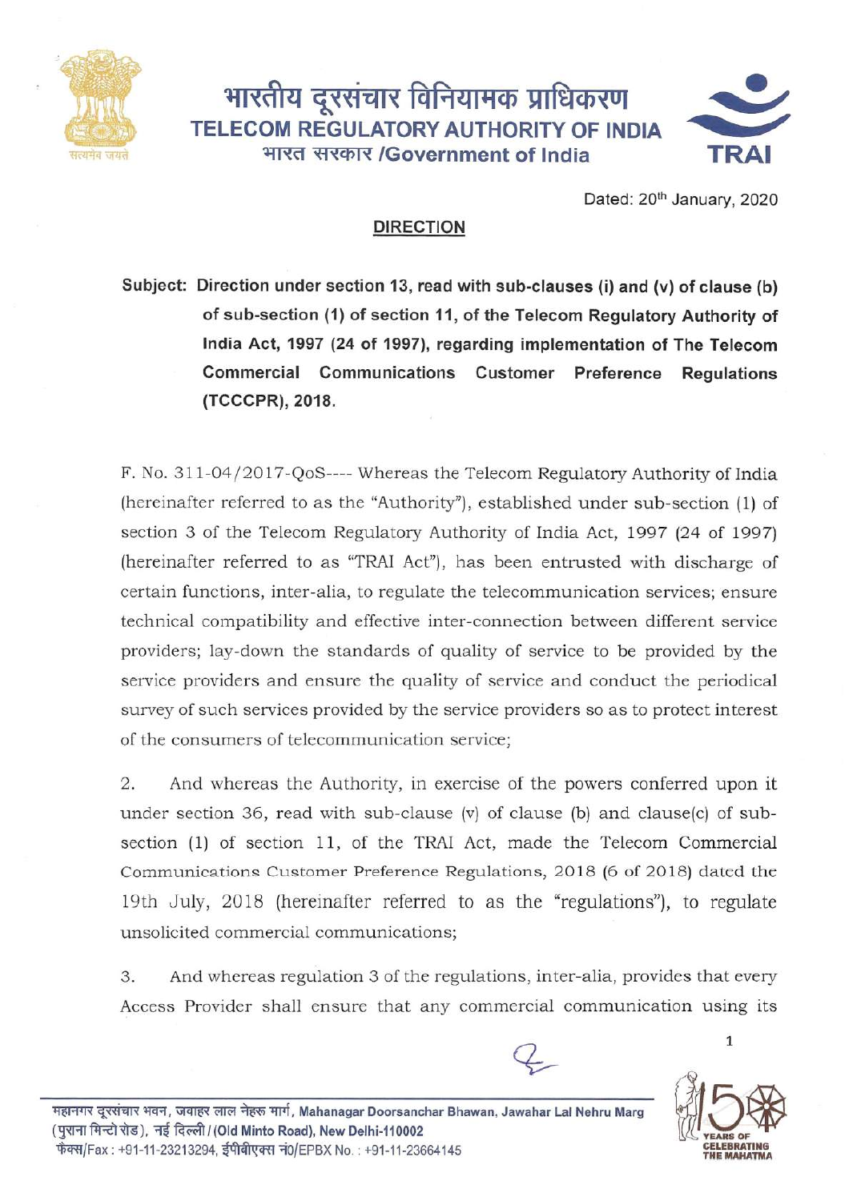# भारतीय दूरसंचार विनियामक प्राधिकरण
# TELECOM REGULATORY AUTHORITY OF INDIA
## भारत सरकार /Government of India

Dated: 20th January, 2020

## DIRECTION

**Subject: Direction under section 13, read with sub-clauses (i) and (v) of clause (b) of sub-section (1) of section 11, of the Telecom Regulatory Authority of India Act, 1997 (24 of 1997), regarding implementation of The Telecom Commercial Communications Customer Preference Regulations (TCCCPR), 2018.**

F. No. 311-04/2017-QoS---- Whereas the Telecom Regulatory Authority of India (hereinafter referred to as the "Authority"), established under sub-section (1) of section 3 of the Telecom Regulatory Authority of India Act, 1997 (24 of 1997) (hereinafter referred to as "TRAI Act"), has been entrusted with discharge of certain functions, inter-alia, to regulate the telecommunication services; ensure technical compatibility and effective inter-connection between different service providers; lay-down the standards of quality of service to be provided by the service providers and ensure the quality of service and conduct the periodical survey of such services provided by the service providers so as to protect interest of the consumers of telecommunication service;

2. And whereas the Authority, in exercise of the powers conferred upon it under section 36, read with sub-clause (v) of clause (b) and clause(c) of sub-section (1) of section 11, of the TRAI Act, made the Telecom Commercial Communications Customer Preference Regulations, 2018 (6 of 2018) dated the 19th July, 2018 (hereinafter referred to as the "regulations"), to regulate unsolicited commercial communications;

3. And whereas regulation 3 of the regulations, inter-alia, provides that every Access Provider shall ensure that any commercial communication using its

महानगर दूरसंचार भवन, जवाहर लाल नेहरू मार्ग, Mahanagar Doorsanchar Bhawan, Jawahar Lal Nehru Marg (पुराना मिन्टो रोड), नई दिल्ली / (Old Minto Road), New Delhi-110002
फैक्स/Fax : +91-11-23213294, ईपीबीएक्स नं0/EPBX No. : +91-11-23664145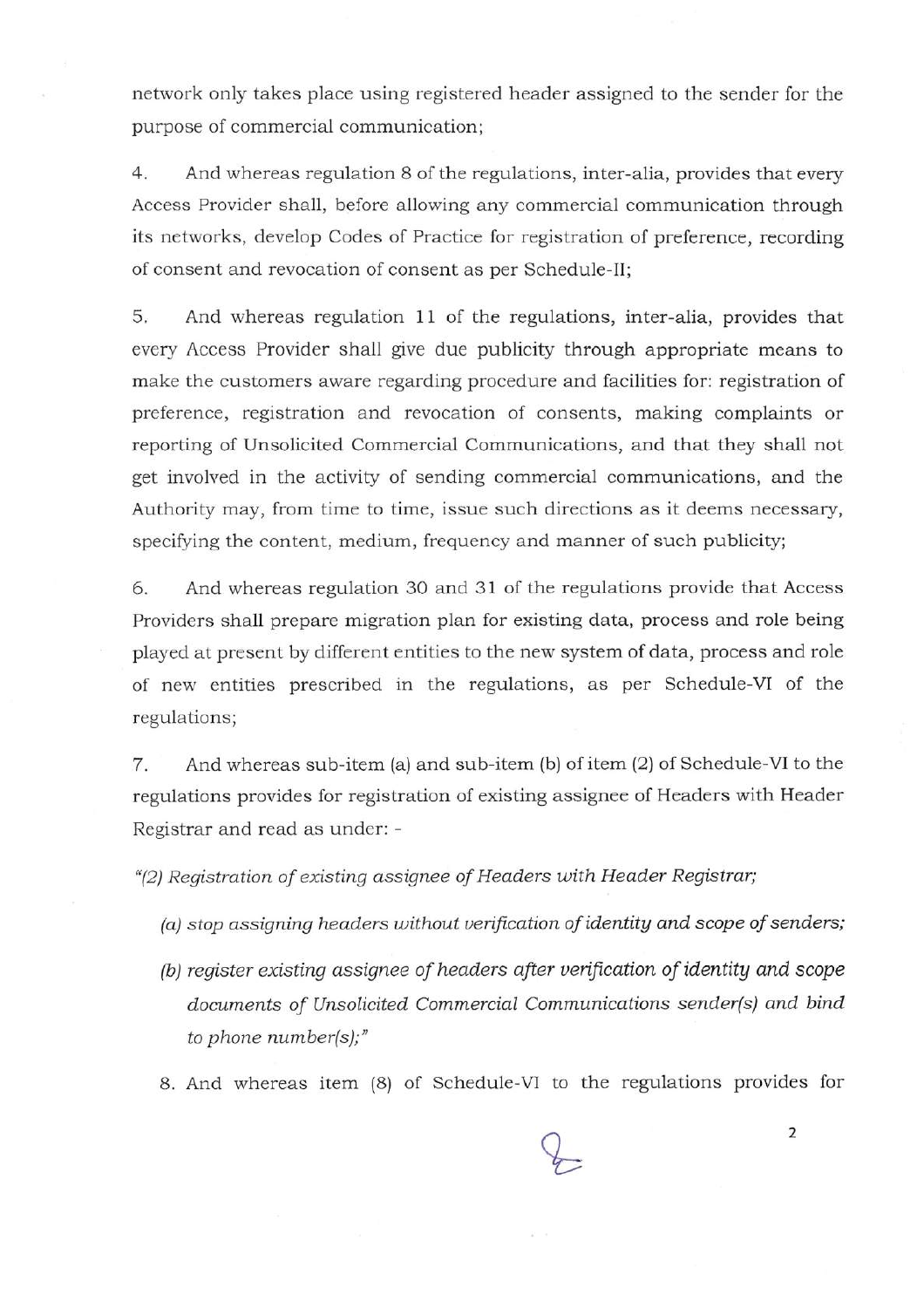network only takes place using registered header assigned to the sender for the purpose of commercial communication;

4. And whereas regulation 8 of the regulations, inter-alia, provides that every Access Provider shall, before allowing any commercial communication through its networks, develop Codes of Practice for registration of preference, recording of consent and revocation of consent as per Schedule-II;

5. And whereas regulation 11 of the regulations, inter-alia, provides that every Access Provider shall give due publicity through appropriate means to make the customers aware regarding procedure and facilities for: registration of preference, registration and revocation of consents, making complaints or reporting of Unsolicited Commercial Communications, and that they shall not get involved in the activity of sending commercial communications, and the Authority may, from time to time, issue such directions as it deems necessary, specifying the content, medium, frequency and manner of such publicity;

6. And whereas regulation 30 and 31 of the regulations provide that Access Providers shall prepare migration plan for existing data, process and role being played at present by different entities to the new system of data, process and role of new entities prescribed in the regulations, as per Schedule-VI of the regulations;

7. And whereas sub-item (a) and sub-item (b) of item (2) of Schedule-VI to the regulations provides for registration of existing assignee of Headers with Header Registrar and read as under: -

*"(2) Registration of existing assignee of Headers with Header Registrar;*

*(a) stop assigning headers without verification of identity and scope of senders;*

*(b) register existing assignee of headers after verification of identity and scope documents of Unsolicited Commercial Communications sender(s) and bind to phone number(s);"*

8. And whereas item (8) of Schedule-VI to the regulations provides for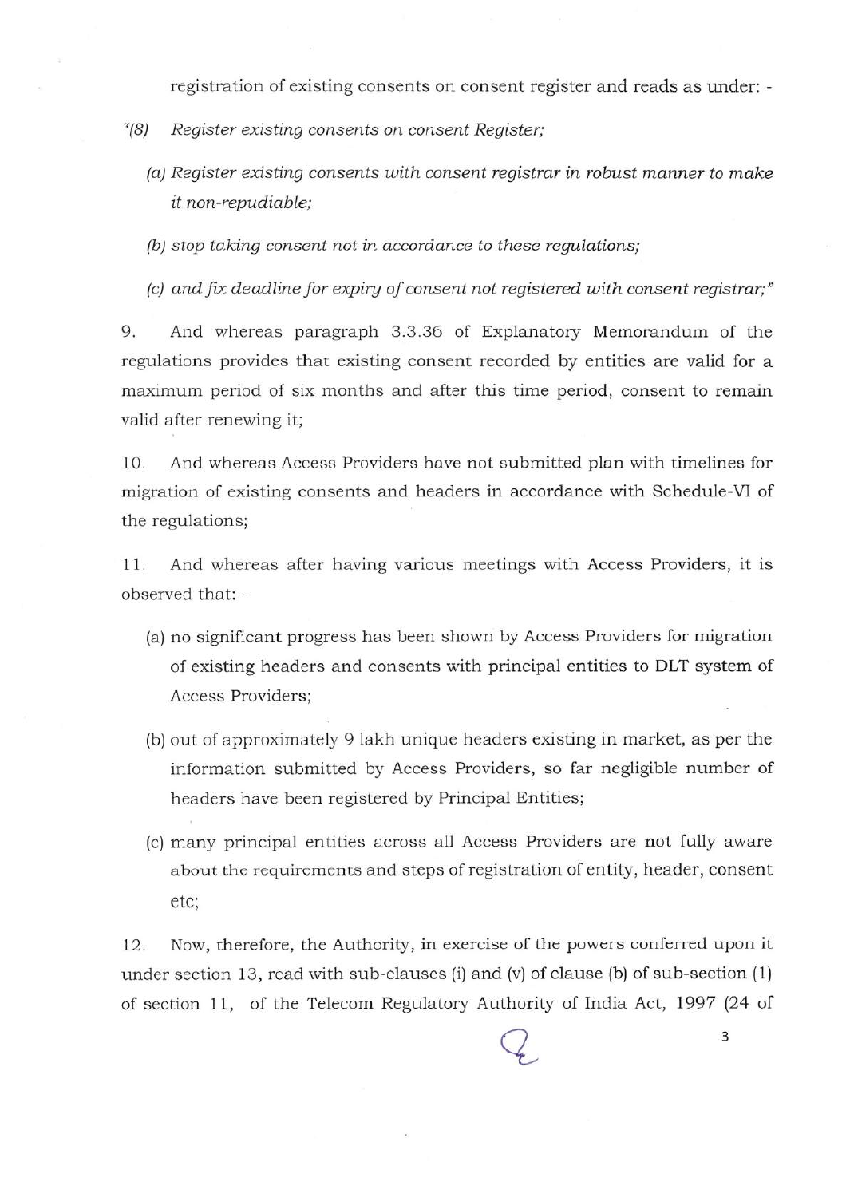registration of existing consents on consent register and reads as under: -

"(8) *Register existing consents on consent Register;*

*(a) Register existing consents with consent registrar in robust manner to make it non-repudiable;*

*(b) stop taking consent not in accordance to these regulations;*

*(c) and fix deadline for expiry of consent not registered with consent registrar;"*

9. And whereas paragraph 3.3.36 of Explanatory Memorandum of the regulations provides that existing consent recorded by entities are valid for a maximum period of six months and after this time period, consent to remain valid after renewing it;

10. And whereas Access Providers have not submitted plan with timelines for migration of existing consents and headers in accordance with Schedule-VI of the regulations;

11. And whereas after having various meetings with Access Providers, it is observed that: -

(a) no significant progress has been shown by Access Providers for migration of existing headers and consents with principal entities to DLT system of Access Providers;

(b) out of approximately 9 lakh unique headers existing in market, as per the information submitted by Access Providers, so far negligible number of headers have been registered by Principal Entities;

(c) many principal entities across all Access Providers are not fully aware about the requirements and steps of registration of entity, header, consent etc;

12. Now, therefore, the Authority, in exercise of the powers conferred upon it under section 13, read with sub-clauses (i) and (v) of clause (b) of sub-section (1) of section 11, of the Telecom Regulatory Authority of India Act, 1997 (24 of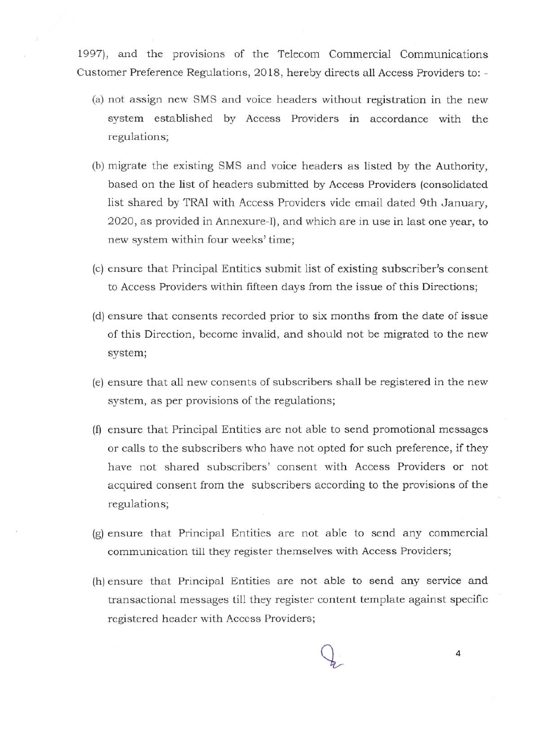1997), and the provisions of the Telecom Commercial Communications Customer Preference Regulations, 2018, hereby directs all Access Providers to: -

(a) not assign new SMS and voice headers without registration in the new system established by Access Providers in accordance with the regulations;

(b) migrate the existing SMS and voice headers as listed by the Authority, based on the list of headers submitted by Access Providers (consolidated list shared by TRAI with Access Providers vide email dated 9th January, 2020, as provided in Annexure-I), and which are in use in last one year, to new system within four weeks' time;

(c) ensure that Principal Entities submit list of existing subscriber's consent to Access Providers within fifteen days from the issue of this Directions;

(d) ensure that consents recorded prior to six months from the date of issue of this Direction, become invalid, and should not be migrated to the new system;

(e) ensure that all new consents of subscribers shall be registered in the new system, as per provisions of the regulations;

(f) ensure that Principal Entities are not able to send promotional messages or calls to the subscribers who have not opted for such preference, if they have not shared subscribers' consent with Access Providers or not acquired consent from the subscribers according to the provisions of the regulations;

(g) ensure that Principal Entities are not able to send any commercial communication till they register themselves with Access Providers;

(h) ensure that Principal Entities are not able to send any service and transactional messages till they register content template against specific registered header with Access Providers;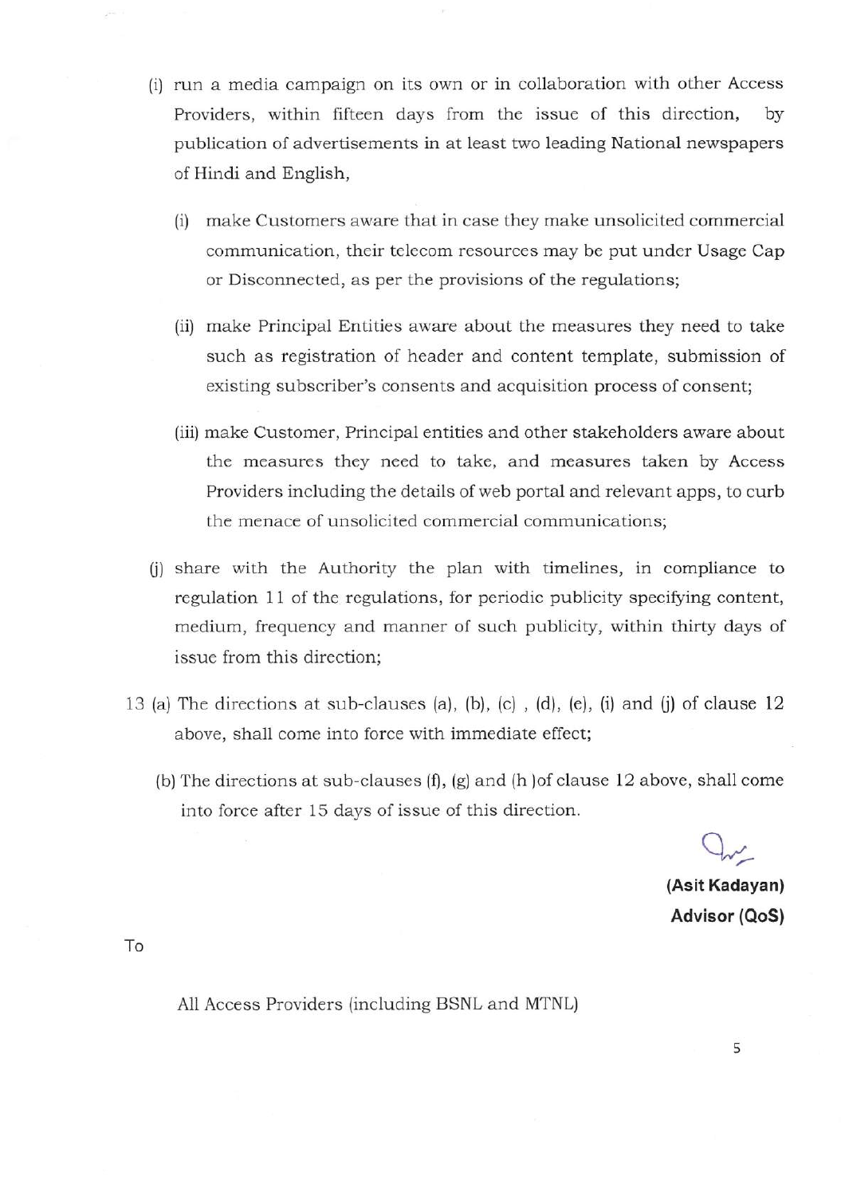(i) run a media campaign on its own or in collaboration with other Access Providers, within fifteen days from the issue of this direction, by publication of advertisements in at least two leading National newspapers of Hindi and English,

   (i) make Customers aware that in case they make unsolicited commercial communication, their telecom resources may be put under Usage Cap or Disconnected, as per the provisions of the regulations;

   (ii) make Principal Entities aware about the measures they need to take such as registration of header and content template, submission of existing subscriber's consents and acquisition process of consent;

   (iii) make Customer, Principal entities and other stakeholders aware about the measures they need to take, and measures taken by Access Providers including the details of web portal and relevant apps, to curb the menace of unsolicited commercial communications;

(j) share with the Authority the plan with timelines, in compliance to regulation 11 of the regulations, for periodic publicity specifying content, medium, frequency and manner of such publicity, within thirty days of issue from this direction;

13 (a) The directions at sub-clauses (a), (b), (c) , (d), (e), (i) and (j) of clause 12 above, shall come into force with immediate effect;

(b) The directions at sub-clauses (f), (g) and (h )of clause 12 above, shall come into force after 15 days of issue of this direction.

**(Asit Kadayan)**
**Advisor (QoS)**

To

All Access Providers (including BSNL and MTNL)